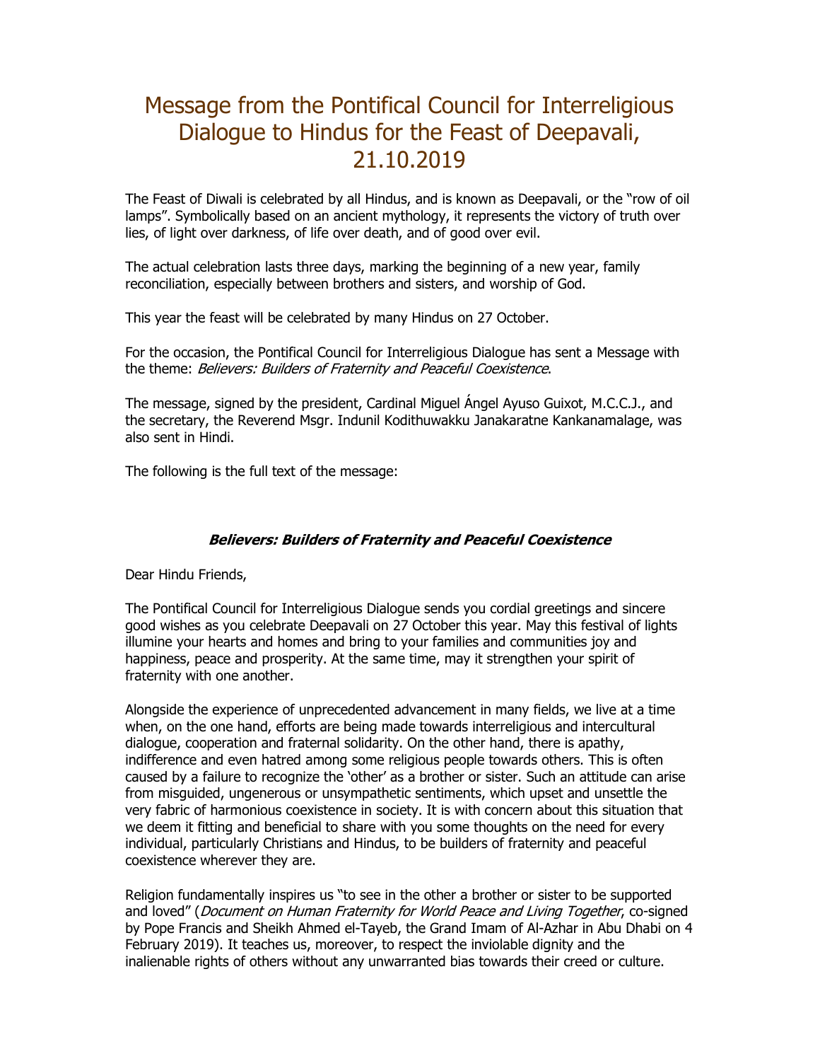# Message from the Pontifical Council for Interreligious Dialogue to Hindus for the Feast of Deepavali, 21.10.2019

The Feast of Diwali is celebrated by all Hindus, and is known as Deepavali, or the "row of oil lamps". Symbolically based on an ancient mythology, it represents the victory of truth over lies, of light over darkness, of life over death, and of good over evil.

The actual celebration lasts three days, marking the beginning of a new year, family reconciliation, especially between brothers and sisters, and worship of God.

This year the feast will be celebrated by many Hindus on 27 October.

For the occasion, the Pontifical Council for Interreligious Dialogue has sent a Message with the theme: *Believers: Builders of Fraternity and Peaceful Coexistence*.

The message, signed by the president, Cardinal Miguel Ángel Ayuso Guixot, M.C.C.J., and the secretary, the Reverend Msgr. Indunil Kodithuwakku Janakaratne Kankanamalage, was also sent in Hindi.

The following is the full text of the message:

***Believers: Builders of Fraternity and Peaceful Coexistence***

Dear Hindu Friends,

The Pontifical Council for Interreligious Dialogue sends you cordial greetings and sincere good wishes as you celebrate Deepavali on 27 October this year. May this festival of lights illumine your hearts and homes and bring to your families and communities joy and happiness, peace and prosperity. At the same time, may it strengthen your spirit of fraternity with one another.

Alongside the experience of unprecedented advancement in many fields, we live at a time when, on the one hand, efforts are being made towards interreligious and intercultural dialogue, cooperation and fraternal solidarity. On the other hand, there is apathy, indifference and even hatred among some religious people towards others. This is often caused by a failure to recognize the 'other' as a brother or sister. Such an attitude can arise from misguided, ungenerous or unsympathetic sentiments, which upset and unsettle the very fabric of harmonious coexistence in society. It is with concern about this situation that we deem it fitting and beneficial to share with you some thoughts on the need for every individual, particularly Christians and Hindus, to be builders of fraternity and peaceful coexistence wherever they are.

Religion fundamentally inspires us "to see in the other a brother or sister to be supported and loved" (*Document on Human Fraternity for World Peace and Living Together*, co-signed by Pope Francis and Sheikh Ahmed el-Tayeb, the Grand Imam of Al-Azhar in Abu Dhabi on 4 February 2019). It teaches us, moreover, to respect the inviolable dignity and the inalienable rights of others without any unwarranted bias towards their creed or culture.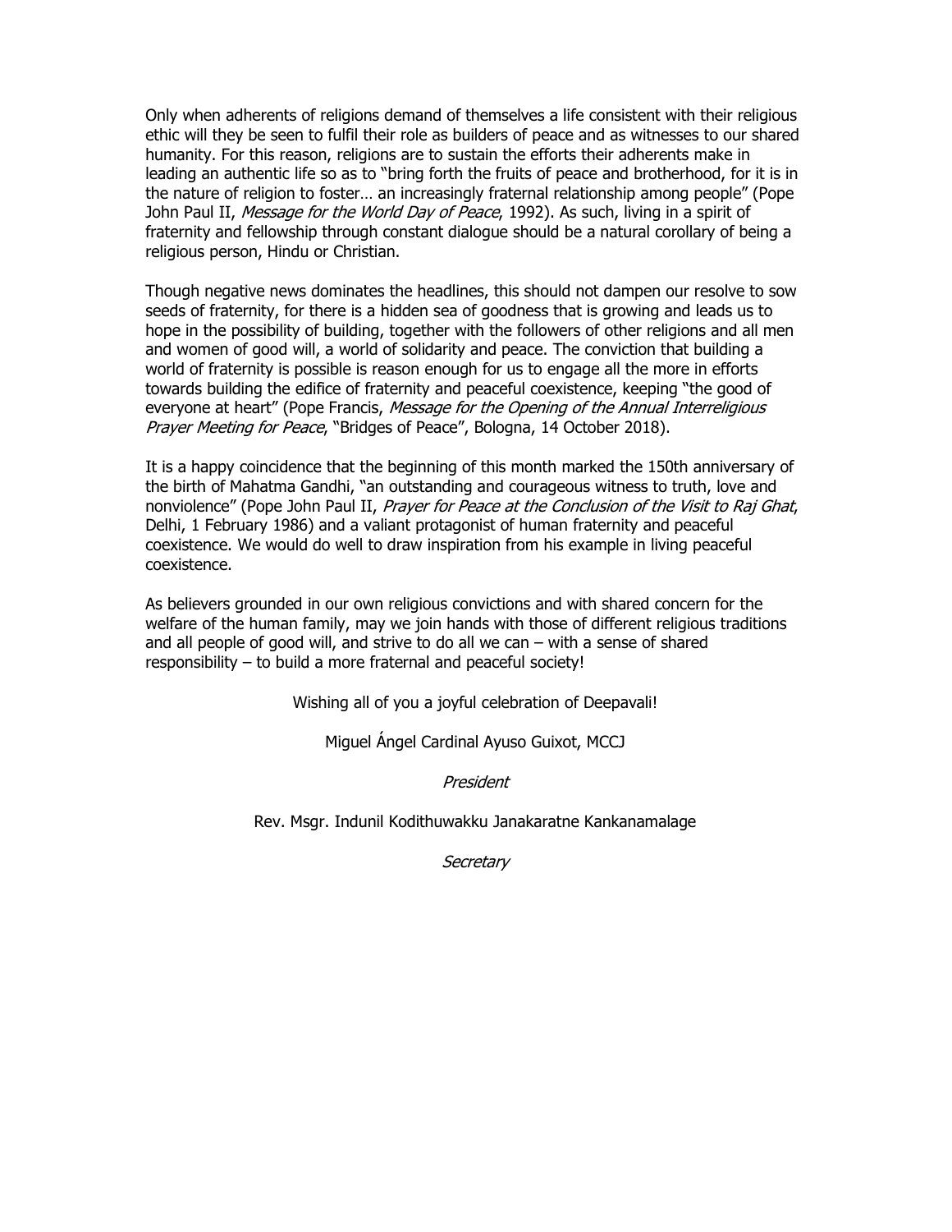Only when adherents of religions demand of themselves a life consistent with their religious ethic will they be seen to fulfil their role as builders of peace and as witnesses to our shared humanity. For this reason, religions are to sustain the efforts their adherents make in leading an authentic life so as to "bring forth the fruits of peace and brotherhood, for it is in the nature of religion to foster… an increasingly fraternal relationship among people" (Pope John Paul II, *Message for the World Day of Peace*, 1992). As such, living in a spirit of fraternity and fellowship through constant dialogue should be a natural corollary of being a religious person, Hindu or Christian.

Though negative news dominates the headlines, this should not dampen our resolve to sow seeds of fraternity, for there is a hidden sea of goodness that is growing and leads us to hope in the possibility of building, together with the followers of other religions and all men and women of good will, a world of solidarity and peace. The conviction that building a world of fraternity is possible is reason enough for us to engage all the more in efforts towards building the edifice of fraternity and peaceful coexistence, keeping "the good of everyone at heart" (Pope Francis, *Message for the Opening of the Annual Interreligious Prayer Meeting for Peace*, "Bridges of Peace", Bologna, 14 October 2018).

It is a happy coincidence that the beginning of this month marked the 150th anniversary of the birth of Mahatma Gandhi, "an outstanding and courageous witness to truth, love and nonviolence" (Pope John Paul II, *Prayer for Peace at the Conclusion of the Visit to Raj Ghat*, Delhi, 1 February 1986) and a valiant protagonist of human fraternity and peaceful coexistence. We would do well to draw inspiration from his example in living peaceful coexistence.

As believers grounded in our own religious convictions and with shared concern for the welfare of the human family, may we join hands with those of different religious traditions and all people of good will, and strive to do all we can – with a sense of shared responsibility – to build a more fraternal and peaceful society!

Wishing all of you a joyful celebration of Deepavali!

Miguel Ángel Cardinal Ayuso Guixot, MCCJ

*President*

Rev. Msgr. Indunil Kodithuwakku Janakaratne Kankanamalage

*Secretary*